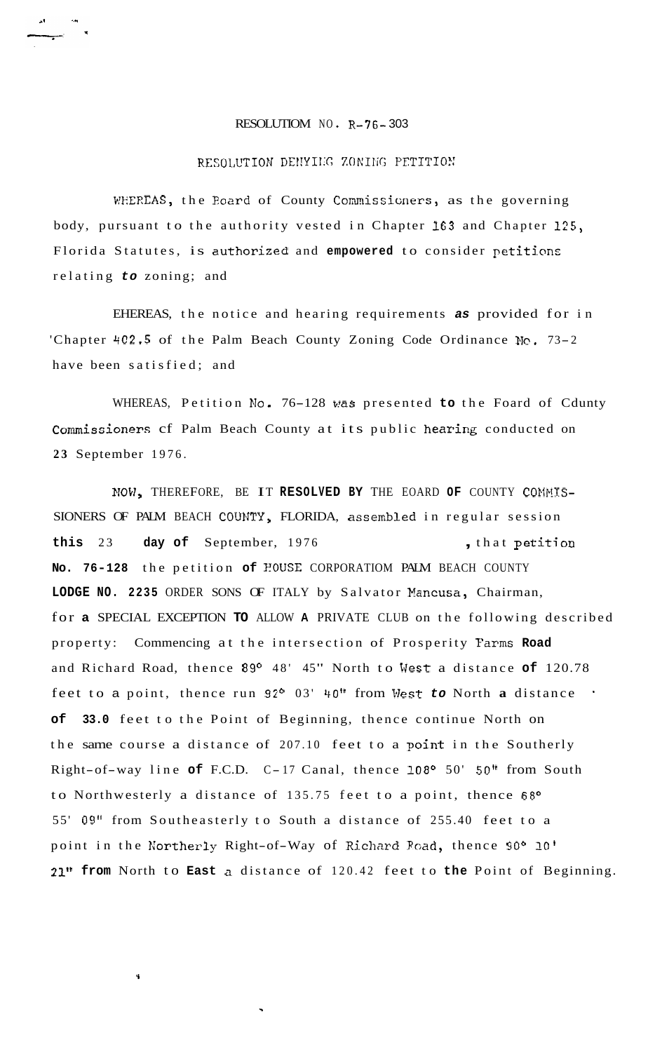RESOLUTIOM NO. R-76-303

RESOLUTION DENYING ZONING PETITION

WHEREAS, the Board of County Commissioners, as the governing body, pursuant to the authority vested in Chapter 163 and Chapter 125, Florida Statutes, is authorized and **empowered** to consider petitions relating ***to*** zoning; and

EHEREAS, the notice and hearing requirements ***as*** provided for in 'Chapter 402.5 of the Palm Beach County Zoning Code Ordinance No. 73-2 have been satisfied; and

WHEREAS, Petition No. 76-128 was presented **to** the Foard of Cdunty Commissioners cf Palm Beach County at its public hearing conducted on **23** September 1976.

NOW, THEREFORE, BE **IT RESOLVED BY** THE EOARD **OF** COUNTY COMMIS-SIONERS OF PALM BEACH COUNTY, FLORIDA, assembled in regular session **this** 23 **day of** September, 1976 , that petition **No. 76-128** the petition **of** HOUSE CORPORATIOM PALM BEACH COUNTY **LODGE NO. 2235** ORDER SONS OF ITALY by Salvator Mancusa, Chairman, for **a** SPECIAL EXCEPTION **TO** ALLOW **A** PRIVATE CLUB on the following described property: Commencing at the intersection of Prosperity Farms **Road** and Richard Road, thence 89° 48' 45" North to West a distance **of** 120.78 feet to a point, thence run 92° 03' 40" from West ***to*** North **a** distance **of** **33.0** feet to the Point of Beginning, thence continue North on the same course a distance of 207.10 feet to a point in the Southerly Right-of-way line **of** F.C.D. C-17 Canal, thence 108° 50' 50" from South to Northwesterly a distance of 135.75 feet to a point, thence 68° 55' 09" from Southeasterly to South a distance of 255.40 feet to a point in the Northerly Right-of-Way of Richard Road, thence 90° 10' 21" **from** North to **East** a distance of 120.42 feet to **the** Point of Beginning.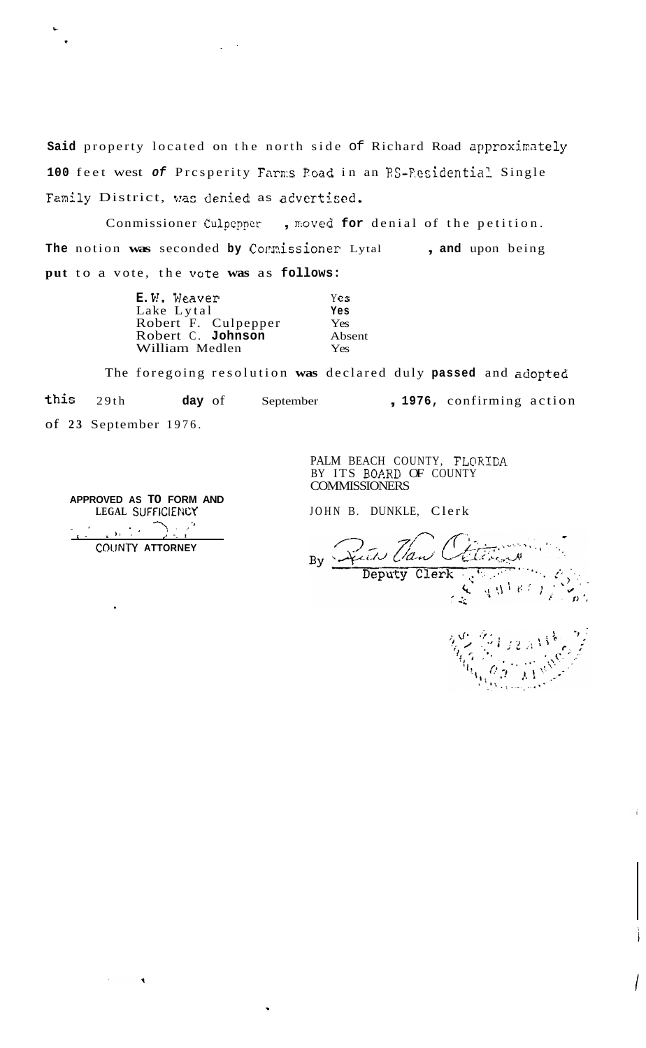Said property located on the north side of Richard Road approximately 100 feet west of Prcsperity Farms Poad in an RS-Residential Single Family District, was denied as advertised.

Conmissioner Culpepper, moved for denial of the petition. The notion was seconded by Commissioner Lytal, and upon being put to a vote, the vote was as follows:

| | |
|---|---|
| E.W. Weaver | Yes |
| Lake Lytal | Yes |
| Robert F. Culpepper | Yes |
| Robert C. Johnson | Absent |
| William Medlen | Yes |

The foregoing resolution was declared duly passed and adopted this 29th day of September, 1976, confirming action of 23 September 1976.

PALM BEACH COUNTY, FLORIDA
BY ITS BOARD OF COUNTY
COMMISSIONERS

JOHN B. DUNKLE, Clerk

By ______________________
Deputy Clerk

APPROVED AS TO FORM AND
LEGAL SUFFICIENCY

______________________
COUNTY ATTORNEY